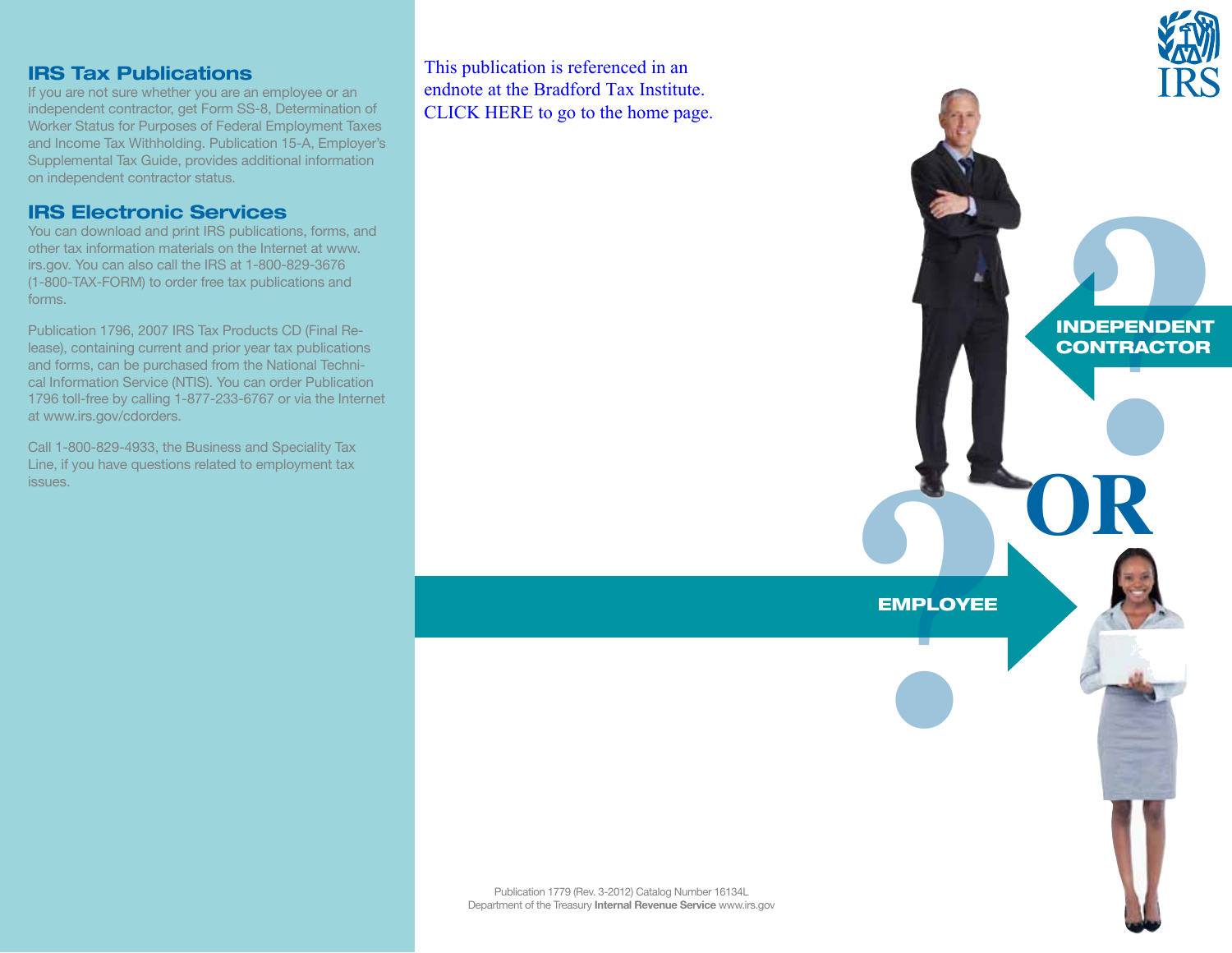## IRS Tax Publications

If you are not sure whether you are an employee or an independent contractor, get Form SS-8, Determination of Worker Status for Purposes of Federal Employment Taxes and Income Tax Withholding. Publication 15-A, Employer's Supplemental Tax Guide, provides additional information on independent contractor status.

## IRS Electronic Services

You can download and print IRS publications, forms, and other tax information materials on the Internet at www.irs.gov. You can also call the IRS at 1-800-829-3676 (1-800-TAX-FORM) to order free tax publications and forms.

Publication 1796, 2007 IRS Tax Products CD (Final Release), containing current and prior year tax publications and forms, can be purchased from the National Technical Information Service (NTIS). You can order Publication 1796 toll-free by calling 1-877-233-6767 or via the Internet at www.irs.gov/cdorders.

Call 1-800-829-4933, the Business and Speciality Tax Line, if you have questions related to employment tax issues.

This publication is referenced in an endnote at the Bradford Tax Institute. CLICK HERE to go to the home page.

IRS

INDEPENDENT CONTRACTOR

OR

EMPLOYEE

Publication 1779 (Rev. 3-2012) Catalog Number 16134L
Department of the Treasury **Internal Revenue Service** www.irs.gov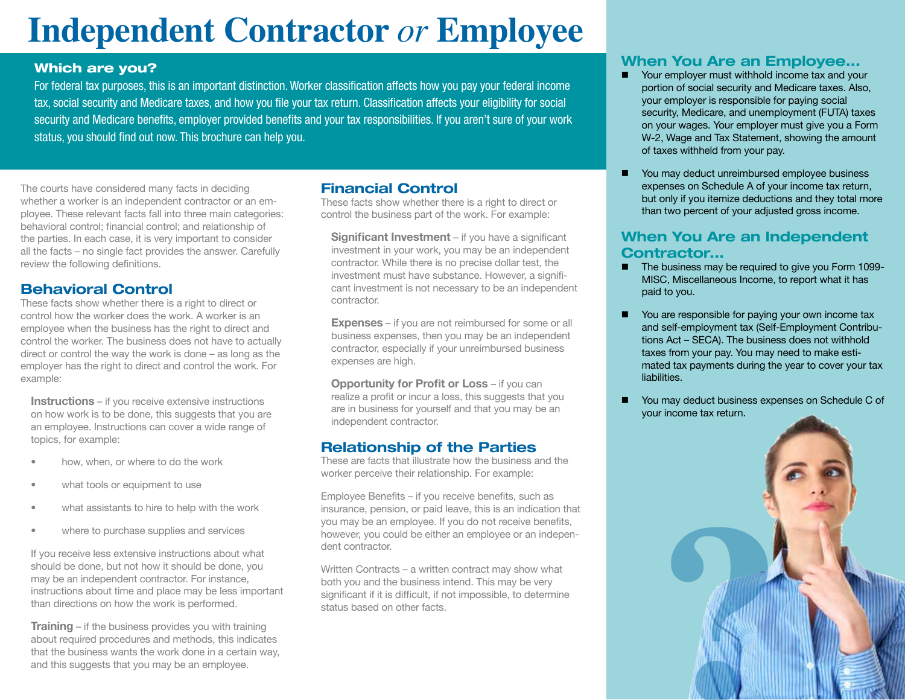# Independent Contractor *or* Employee

## Which are you?

For federal tax purposes, this is an important distinction. Worker classification affects how you pay your federal income tax, social security and Medicare taxes, and how you file your tax return. Classification affects your eligibility for social security and Medicare benefits, employer provided benefits and your tax responsibilities. If you aren't sure of your work status, you should find out now. This brochure can help you.

The courts have considered many facts in deciding whether a worker is an independent contractor or an employee. These relevant facts fall into three main categories: behavioral control; financial control; and relationship of the parties. In each case, it is very important to consider all the facts – no single fact provides the answer. Carefully review the following definitions.

## Behavioral Control

These facts show whether there is a right to direct or control how the worker does the work. A worker is an employee when the business has the right to direct and control the worker. The business does not have to actually direct or control the way the work is done – as long as the employer has the right to direct and control the work. For example:

**Instructions** – if you receive extensive instructions on how work is to be done, this suggests that you are an employee. Instructions can cover a wide range of topics, for example:

- how, when, or where to do the work
- what tools or equipment to use
- what assistants to hire to help with the work
- where to purchase supplies and services

If you receive less extensive instructions about what should be done, but not how it should be done, you may be an independent contractor. For instance, instructions about time and place may be less important than directions on how the work is performed.

**Training** – if the business provides you with training about required procedures and methods, this indicates that the business wants the work done in a certain way, and this suggests that you may be an employee.

## Financial Control

These facts show whether there is a right to direct or control the business part of the work. For example:

**Significant Investment** – if you have a significant investment in your work, you may be an independent contractor. While there is no precise dollar test, the investment must have substance. However, a significant investment is not necessary to be an independent contractor.

**Expenses** – if you are not reimbursed for some or all business expenses, then you may be an independent contractor, especially if your unreimbursed business expenses are high.

**Opportunity for Profit or Loss** – if you can realize a profit or incur a loss, this suggests that you are in business for yourself and that you may be an independent contractor.

## Relationship of the Parties

These are facts that illustrate how the business and the worker perceive their relationship. For example:

Employee Benefits – if you receive benefits, such as insurance, pension, or paid leave, this is an indication that you may be an employee. If you do not receive benefits, however, you could be either an employee or an independent contractor.

Written Contracts – a written contract may show what both you and the business intend. This may be very significant if it is difficult, if not impossible, to determine status based on other facts.

## When You Are an Employee...

- Your employer must withhold income tax and your portion of social security and Medicare taxes. Also, your employer is responsible for paying social security, Medicare, and unemployment (FUTA) taxes on your wages. Your employer must give you a Form W-2, Wage and Tax Statement, showing the amount of taxes withheld from your pay.
- You may deduct unreimbursed employee business expenses on Schedule A of your income tax return, but only if you itemize deductions and they total more than two percent of your adjusted gross income.

## When You Are an Independent Contractor...

- The business may be required to give you Form 1099-MISC, Miscellaneous Income, to report what it has paid to you.
- You are responsible for paying your own income tax and self-employment tax (Self-Employment Contributions Act – SECA). The business does not withhold taxes from your pay. You may need to make estimated tax payments during the year to cover your tax liabilities.
- You may deduct business expenses on Schedule C of your income tax return.